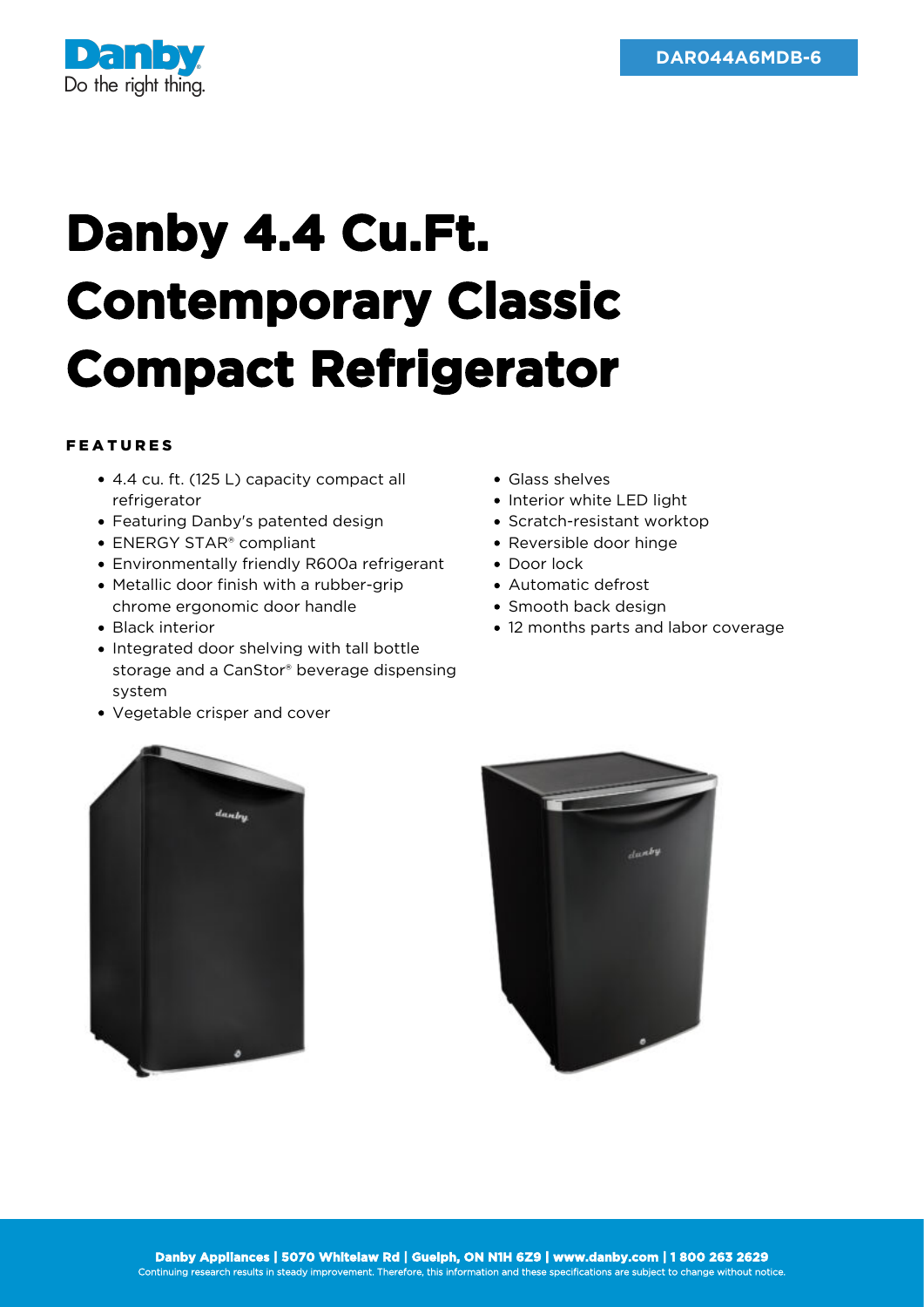Danby
Do the right thing.

DAR044A6MDB-6

# Danby 4.4 Cu.Ft. Contemporary Classic Compact Refrigerator

**FEATURES**

- 4.4 cu. ft. (125 L) capacity compact all refrigerator
- Featuring Danby's patented design
- ENERGY STAR® compliant
- Environmentally friendly R600a refrigerant
- Metallic door finish with a rubber-grip chrome ergonomic door handle
- Black interior
- Integrated door shelving with tall bottle storage and a CanStor® beverage dispensing system
- Vegetable crisper and cover
- Glass shelves
- Interior white LED light
- Scratch-resistant worktop
- Reversible door hinge
- Door lock
- Automatic defrost
- Smooth back design
- 12 months parts and labor coverage

**Danby Appliances | 5070 Whitelaw Rd | Guelph, ON N1H 6Z9 | www.danby.com | 1 800 263 2629**
Continuing research results in steady improvement. Therefore, this information and these specifications are subject to change without notice.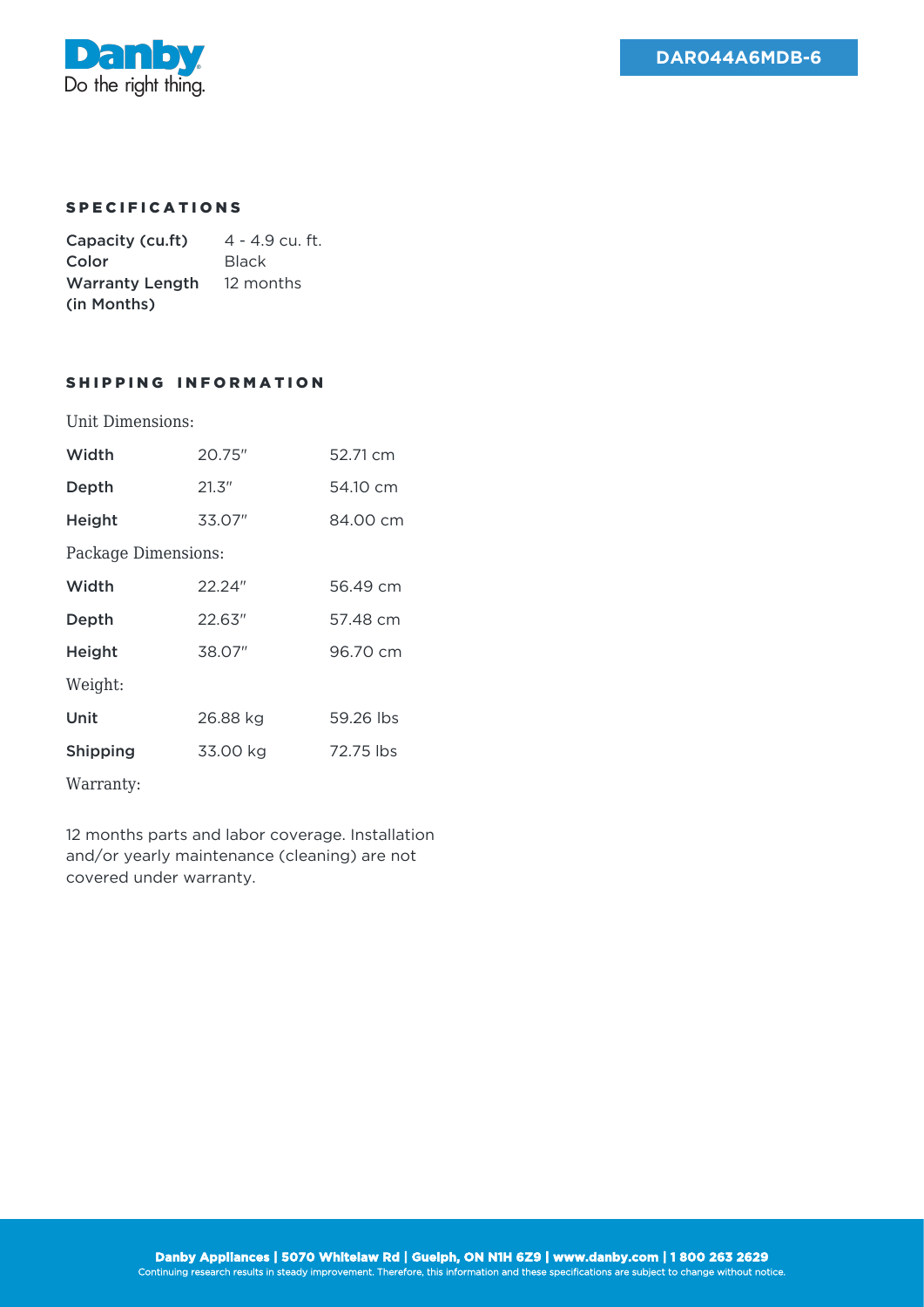DAR044A6MDB-6

## SPECIFICATIONS

| | |
|---|---|
| **Capacity (cu.ft)** | 4 - 4.9 cu. ft. |
| **Color** | Black |
| **Warranty Length (in Months)** | 12 months |

## SHIPPING INFORMATION

Unit Dimensions:

| | | |
|---|---|---|
| **Width** | 20.75" | 52.71 cm |
| **Depth** | 21.3" | 54.10 cm |
| **Height** | 33.07" | 84.00 cm |

Package Dimensions:

| | | |
|---|---|---|
| **Width** | 22.24" | 56.49 cm |
| **Depth** | 22.63" | 57.48 cm |
| **Height** | 38.07" | 96.70 cm |

Weight:

| | | |
|---|---|---|
| **Unit** | 26.88 kg | 59.26 lbs |
| **Shipping** | 33.00 kg | 72.75 lbs |

Warranty:

12 months parts and labor coverage. Installation and/or yearly maintenance (cleaning) are not covered under warranty.